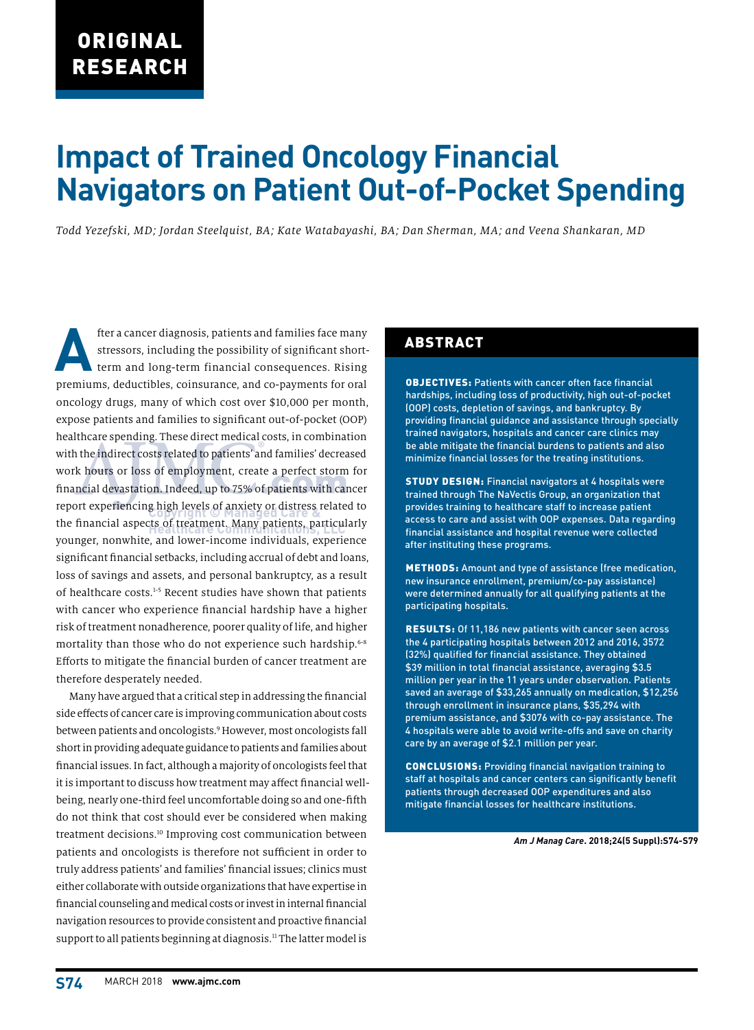ORIGINAL RESEARCH

# Impact of Trained Oncology Financial Navigators on Patient Out-of-Pocket Spending

*Todd Yezefski, MD; Jordan Steelquist, BA; Kate Watabayashi, BA; Dan Sherman, MA; and Veena Shankaran, MD*

## ABSTRACT

**OBJECTIVES:** Patients with cancer often face financial hardships, including loss of productivity, high out-of-pocket (OOP) costs, depletion of savings, and bankruptcy. By providing financial guidance and assistance through specially trained navigators, hospitals and cancer care clinics may be able mitigate the financial burdens to patients and also minimize financial losses for the treating institutions.

**STUDY DESIGN:** Financial navigators at 4 hospitals were trained through The NaVectis Group, an organization that provides training to healthcare staff to increase patient access to care and assist with OOP expenses. Data regarding financial assistance and hospital revenue were collected after instituting these programs.

**METHODS:** Amount and type of assistance (free medication, new insurance enrollment, premium/co-pay assistance) were determined annually for all qualifying patients at the participating hospitals.

**RESULTS:** Of 11,186 new patients with cancer seen across the 4 participating hospitals between 2012 and 2016, 3572 (32%) qualified for financial assistance. They obtained $39 million in total financial assistance, averaging $3.5 million per year in the 11 years under observation. Patients saved an average of $33,265 annually on medication, $12,256 through enrollment in insurance plans, $35,294 with premium assistance, and $3076 with co-pay assistance. The 4 hospitals were able to avoid write-offs and save on charity care by an average of $2.1 million per year.

**CONCLUSIONS:** Providing financial navigation training to staff at hospitals and cancer centers can significantly benefit patients through decreased OOP expenditures and also mitigate financial losses for healthcare institutions.

*Am J Manag Care*. 2018;24(5 Suppl):S74-S79

After a cancer diagnosis, patients and families face many stressors, including the possibility of significant short-term and long-term financial consequences. Rising premiums, deductibles, coinsurance, and co-payments for oral oncology drugs, many of which cost over $10,000 per month, expose patients and families to significant out-of-pocket (OOP) healthcare spending. These direct medical costs, in combination with the indirect costs related to patients' and families' decreased work hours or loss of employment, create a perfect storm for financial devastation. Indeed, up to 75% of patients with cancer report experiencing high levels of anxiety or distress related to the financial aspects of treatment. Many patients, particularly younger, nonwhite, and lower-income individuals, experience significant financial setbacks, including accrual of debt and loans, loss of savings and assets, and personal bankruptcy, as a result of healthcare costs.[1-5] Recent studies have shown that patients with cancer who experience financial hardship have a higher risk of treatment nonadherence, poorer quality of life, and higher mortality than those who do not experience such hardship.[6-8] Efforts to mitigate the financial burden of cancer treatment are therefore desperately needed.

Many have argued that a critical step in addressing the financial side effects of cancer care is improving communication about costs between patients and oncologists.[9] However, most oncologists fall short in providing adequate guidance to patients and families about financial issues. In fact, although a majority of oncologists feel that it is important to discuss how treatment may affect financial well-being, nearly one-third feel uncomfortable doing so and one-fifth do not think that cost should ever be considered when making treatment decisions.[10] Improving cost communication between patients and oncologists is therefore not sufficient in order to truly address patients' and families' financial issues; clinics must either collaborate with outside organizations that have expertise in financial counseling and medical costs or invest in internal financial navigation resources to provide consistent and proactive financial support to all patients beginning at diagnosis.[11] The latter model is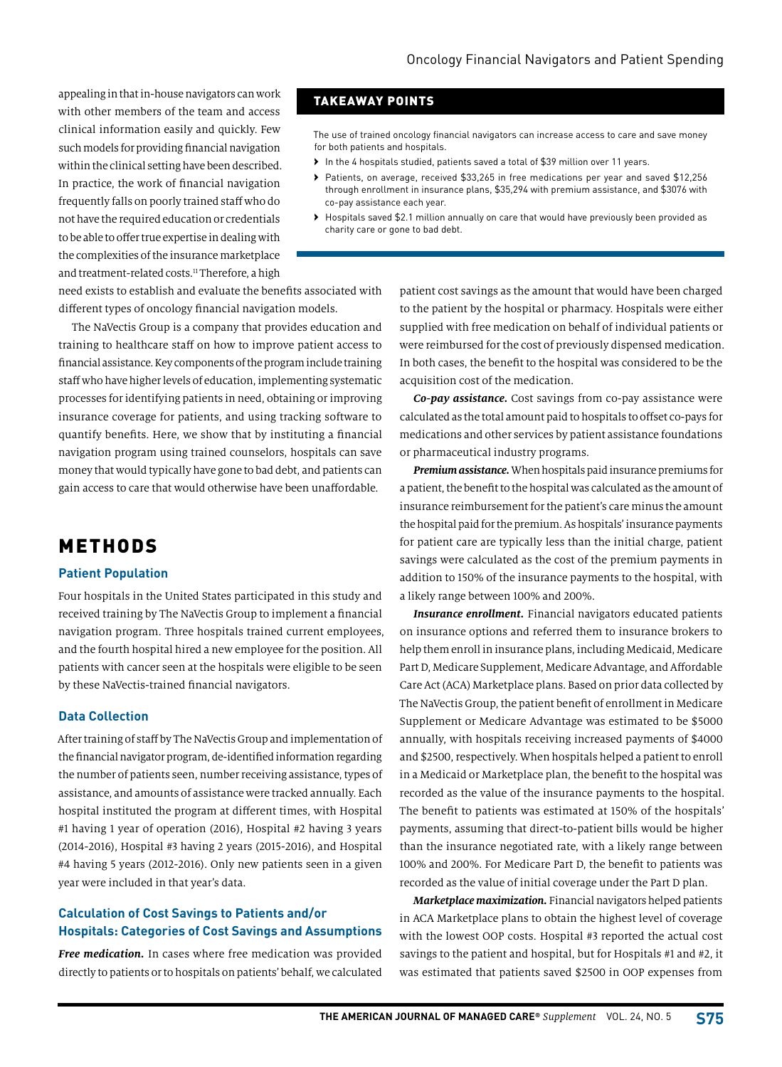appealing in that in-house navigators can work with other members of the team and access clinical information easily and quickly. Few such models for providing financial navigation within the clinical setting have been described. In practice, the work of financial navigation frequently falls on poorly trained staff who do not have the required education or credentials to be able to offer true expertise in dealing with the complexities of the insurance marketplace and treatment-related costs.[11] Therefore, a high need exists to establish and evaluate the benefits associated with different types of oncology financial navigation models.

The NaVectis Group is a company that provides education and training to healthcare staff on how to improve patient access to financial assistance. Key components of the program include training staff who have higher levels of education, implementing systematic processes for identifying patients in need, obtaining or improving insurance coverage for patients, and using tracking software to quantify benefits. Here, we show that by instituting a financial navigation program using trained counselors, hospitals can save money that would typically have gone to bad debt, and patients can gain access to care that would otherwise have been unaffordable.

## TAKEAWAY POINTS

The use of trained oncology financial navigators can increase access to care and save money for both patients and hospitals.

- In the 4 hospitals studied, patients saved a total of $39 million over 11 years.
- Patients, on average, received $33,265 in free medications per year and saved $12,256 through enrollment in insurance plans, $35,294 with premium assistance, and $3076 with co-pay assistance each year.
- Hospitals saved $2.1 million annually on care that would have previously been provided as charity care or gone to bad debt.

# METHODS

## Patient Population

Four hospitals in the United States participated in this study and received training by The NaVectis Group to implement a financial navigation program. Three hospitals trained current employees, and the fourth hospital hired a new employee for the position. All patients with cancer seen at the hospitals were eligible to be seen by these NaVectis-trained financial navigators.

## Data Collection

After training of staff by The NaVectis Group and implementation of the financial navigator program, de-identified information regarding the number of patients seen, number receiving assistance, types of assistance, and amounts of assistance were tracked annually. Each hospital instituted the program at different times, with Hospital #1 having 1 year of operation (2016), Hospital #2 having 3 years (2014-2016), Hospital #3 having 2 years (2015-2016), and Hospital #4 having 5 years (2012-2016). Only new patients seen in a given year were included in that year's data.

## Calculation of Cost Savings to Patients and/or Hospitals: Categories of Cost Savings and Assumptions

***Free medication.*** In cases where free medication was provided directly to patients or to hospitals on patients' behalf, we calculated patient cost savings as the amount that would have been charged to the patient by the hospital or pharmacy. Hospitals were either supplied with free medication on behalf of individual patients or were reimbursed for the cost of previously dispensed medication. In both cases, the benefit to the hospital was considered to be the acquisition cost of the medication.

***Co-pay assistance.*** Cost savings from co-pay assistance were calculated as the total amount paid to hospitals to offset co-pays for medications and other services by patient assistance foundations or pharmaceutical industry programs.

***Premium assistance.*** When hospitals paid insurance premiums for a patient, the benefit to the hospital was calculated as the amount of insurance reimbursement for the patient's care minus the amount the hospital paid for the premium. As hospitals' insurance payments for patient care are typically less than the initial charge, patient savings were calculated as the cost of the premium payments in addition to 150% of the insurance payments to the hospital, with a likely range between 100% and 200%.

***Insurance enrollment.*** Financial navigators educated patients on insurance options and referred them to insurance brokers to help them enroll in insurance plans, including Medicaid, Medicare Part D, Medicare Supplement, Medicare Advantage, and Affordable Care Act (ACA) Marketplace plans. Based on prior data collected by The NaVectis Group, the patient benefit of enrollment in Medicare Supplement or Medicare Advantage was estimated to be $5000 annually, with hospitals receiving increased payments of $4000 and $2500, respectively. When hospitals helped a patient to enroll in a Medicaid or Marketplace plan, the benefit to the hospital was recorded as the value of the insurance payments to the hospital. The benefit to patients was estimated at 150% of the hospitals' payments, assuming that direct-to-patient bills would be higher than the insurance negotiated rate, with a likely range between 100% and 200%. For Medicare Part D, the benefit to patients was recorded as the value of initial coverage under the Part D plan.

***Marketplace maximization.*** Financial navigators helped patients in ACA Marketplace plans to obtain the highest level of coverage with the lowest OOP costs. Hospital #3 reported the actual cost savings to the patient and hospital, but for Hospitals #1 and #2, it was estimated that patients saved $2500 in OOP expenses from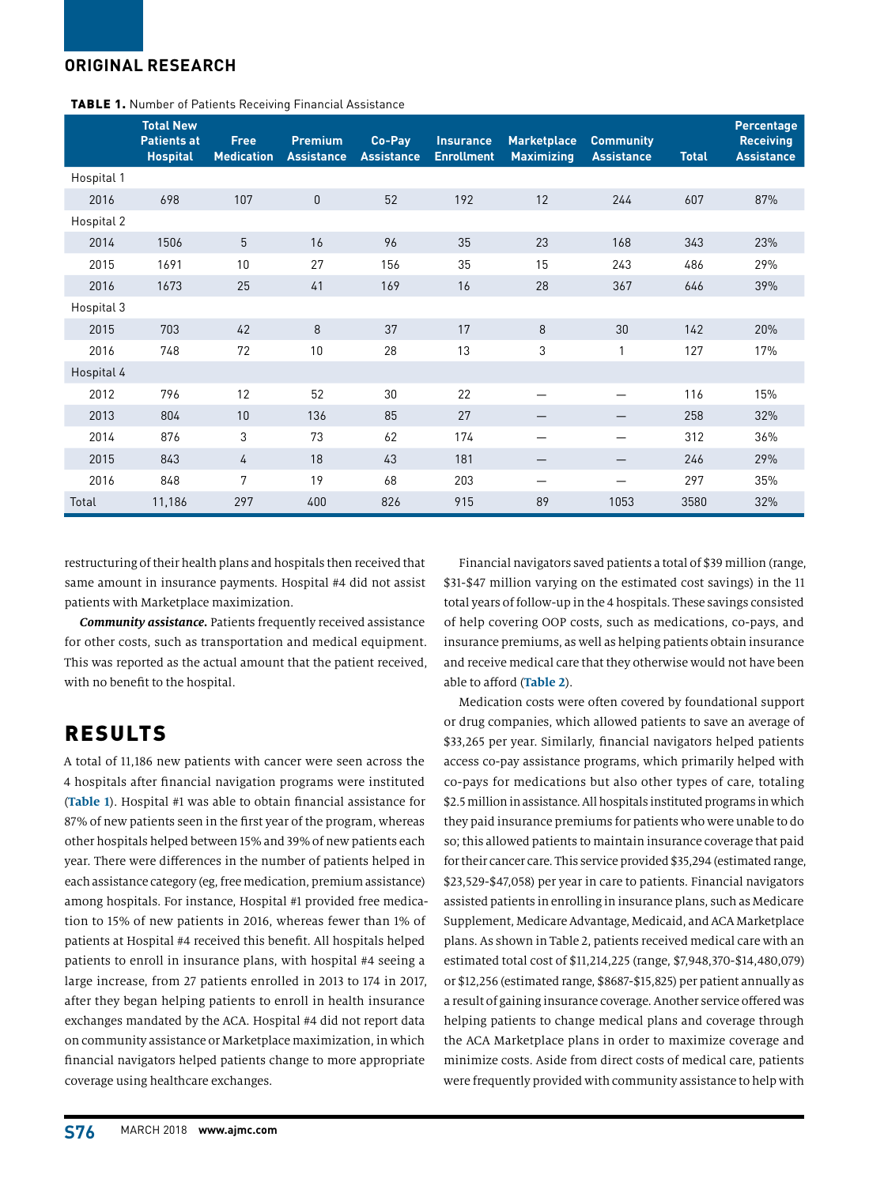**TABLE 1.** Number of Patients Receiving Financial Assistance

| | Total New Patients at Hospital | Free Medication | Premium Assistance | Co-Pay Assistance | Insurance Enrollment | Marketplace Maximizing | Community Assistance | Total | Percentage Receiving Assistance |
|---|---|---|---|---|---|---|---|---|---|
| Hospital 1 | | | | | | | | | |
| 2016 | 698 | 107 | 0 | 52 | 192 | 12 | 244 | 607 | 87% |
| Hospital 2 | | | | | | | | | |
| 2014 | 1506 | 5 | 16 | 96 | 35 | 23 | 168 | 343 | 23% |
| 2015 | 1691 | 10 | 27 | 156 | 35 | 15 | 243 | 486 | 29% |
| 2016 | 1673 | 25 | 41 | 169 | 16 | 28 | 367 | 646 | 39% |
| Hospital 3 | | | | | | | | | |
| 2015 | 703 | 42 | 8 | 37 | 17 | 8 | 30 | 142 | 20% |
| 2016 | 748 | 72 | 10 | 28 | 13 | 3 | 1 | 127 | 17% |
| Hospital 4 | | | | | | | | | |
| 2012 | 796 | 12 | 52 | 30 | 22 | — | — | 116 | 15% |
| 2013 | 804 | 10 | 136 | 85 | 27 | — | — | 258 | 32% |
| 2014 | 876 | 3 | 73 | 62 | 174 | — | — | 312 | 36% |
| 2015 | 843 | 4 | 18 | 43 | 181 | — | — | 246 | 29% |
| 2016 | 848 | 7 | 19 | 68 | 203 | — | — | 297 | 35% |
| Total | 11,186 | 297 | 400 | 826 | 915 | 89 | 1053 | 3580 | 32% |

restructuring of their health plans and hospitals then received that same amount in insurance payments. Hospital #4 did not assist patients with Marketplace maximization.

***Community assistance.*** Patients frequently received assistance for other costs, such as transportation and medical equipment. This was reported as the actual amount that the patient received, with no benefit to the hospital.

## RESULTS

A total of 11,186 new patients with cancer were seen across the 4 hospitals after financial navigation programs were instituted (**Table 1**). Hospital #1 was able to obtain financial assistance for 87% of new patients seen in the first year of the program, whereas other hospitals helped between 15% and 39% of new patients each year. There were differences in the number of patients helped in each assistance category (eg, free medication, premium assistance) among hospitals. For instance, Hospital #1 provided free medication to 15% of new patients in 2016, whereas fewer than 1% of patients at Hospital #4 received this benefit. All hospitals helped patients to enroll in insurance plans, with hospital #4 seeing a large increase, from 27 patients enrolled in 2013 to 174 in 2017, after they began helping patients to enroll in health insurance exchanges mandated by the ACA. Hospital #4 did not report data on community assistance or Marketplace maximization, in which financial navigators helped patients change to more appropriate coverage using healthcare exchanges.

Financial navigators saved patients a total of $39 million (range, $31-$47 million varying on the estimated cost savings) in the 11 total years of follow-up in the 4 hospitals. These savings consisted of help covering OOP costs, such as medications, co-pays, and insurance premiums, as well as helping patients obtain insurance and receive medical care that they otherwise would not have been able to afford (**Table 2**).

Medication costs were often covered by foundational support or drug companies, which allowed patients to save an average of $33,265 per year. Similarly, financial navigators helped patients access co-pay assistance programs, which primarily helped with co-pays for medications but also other types of care, totaling $2.5 million in assistance. All hospitals instituted programs in which they paid insurance premiums for patients who were unable to do so; this allowed patients to maintain insurance coverage that paid for their cancer care. This service provided $35,294 (estimated range, $23,529-$47,058) per year in care to patients. Financial navigators assisted patients in enrolling in insurance plans, such as Medicare Supplement, Medicare Advantage, Medicaid, and ACA Marketplace plans. As shown in Table 2, patients received medical care with an estimated total cost of $11,214,225 (range, $7,948,370-$14,480,079) or $12,256 (estimated range, $8687-$15,825) per patient annually as a result of gaining insurance coverage. Another service offered was helping patients to change medical plans and coverage through the ACA Marketplace plans in order to maximize coverage and minimize costs. Aside from direct costs of medical care, patients were frequently provided with community assistance to help with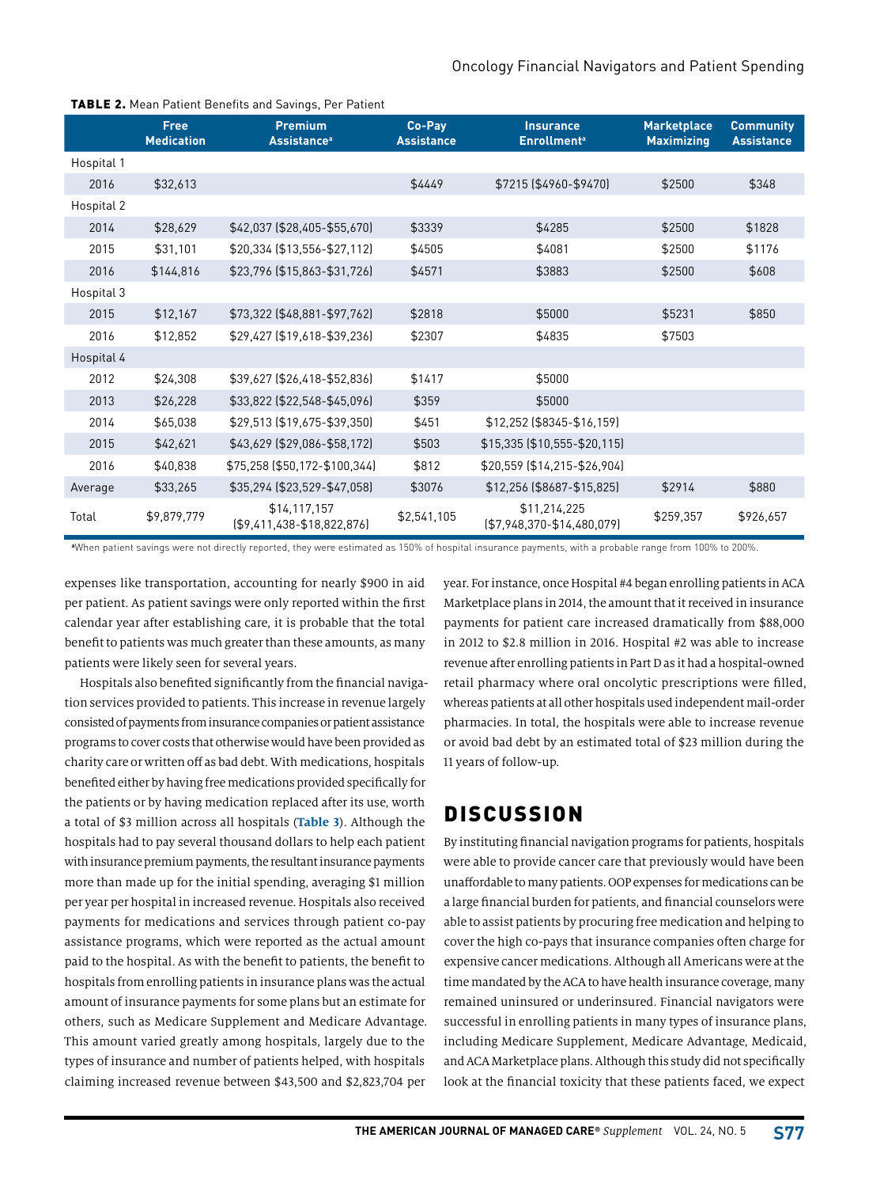**TABLE 2.** Mean Patient Benefits and Savings, Per Patient

| | Free Medication | Premium Assistance[a] | Co-Pay Assistance | Insurance Enrollment[a] | Marketplace Maximizing | Community Assistance |
|---|---|---|---|---|---|---|
| Hospital 1 | | | | | | |
| 2016 | $32,613 | | $4449 | $7215 ($4960-$9470) | $2500 | $348 |
| Hospital 2 | | | | | | |
| 2014 | $28,629 | $42,037 ($28,405-$55,670) | $3339 | $4285 | $2500 | $1828 |
| 2015 | $31,101 | $20,334 ($13,556-$27,112) | $4505 | $4081 | $2500 | $1176 |
| 2016 | $144,816 | $23,796 ($15,863-$31,726) | $4571 | $3883 | $2500 | $608 |
| Hospital 3 | | | | | | |
| 2015 | $12,167 | $73,322 ($48,881-$97,762) | $2818 | $5000 | $5231 | $850 |
| 2016 | $12,852 | $29,427 ($19,618-$39,236) | $2307 | $4835 | $7503 | |
| Hospital 4 | | | | | | |
| 2012 | $24,308 | $39,627 ($26,418-$52,836) | $1417 | $5000 | | |
| 2013 | $26,228 | $33,822 ($22,548-$45,096) | $359 | $5000 | | |
| 2014 | $65,038 | $29,513 ($19,675-$39,350) | $451 | $12,252 ($8345-$16,159) | | |
| 2015 | $42,621 | $43,629 ($29,086-$58,172) | $503 | $15,335 ($10,555-$20,115) | | |
| 2016 | $40,838 | $75,258 ($50,172-$100,344) | $812 | $20,559 ($14,215-$26,904) | | |
| Average | $33,265 | $35,294 ($23,529-$47,058) | $3076 | $12,256 ($8687-$15,825) | $2914 | $880 |
| Total | $9,879,779 | $14,117,157 ($9,411,438-$18,822,876) | $2,541,105 | $11,214,225 ($7,948,370-$14,480,079) | $259,357 | $926,657 |

[a]When patient savings were not directly reported, they were estimated as 150% of hospital insurance payments, with a probable range from 100% to 200%.

expenses like transportation, accounting for nearly $900 in aid per patient. As patient savings were only reported within the first calendar year after establishing care, it is probable that the total benefit to patients was much greater than these amounts, as many patients were likely seen for several years.

Hospitals also benefited significantly from the financial navigation services provided to patients. This increase in revenue largely consisted of payments from insurance companies or patient assistance programs to cover costs that otherwise would have been provided as charity care or written off as bad debt. With medications, hospitals benefited either by having free medications provided specifically for the patients or by having medication replaced after its use, worth a total of $3 million across all hospitals (**Table 3**). Although the hospitals had to pay several thousand dollars to help each patient with insurance premium payments, the resultant insurance payments more than made up for the initial spending, averaging $1 million per year per hospital in increased revenue. Hospitals also received payments for medications and services through patient co-pay assistance programs, which were reported as the actual amount paid to the hospital. As with the benefit to patients, the benefit to hospitals from enrolling patients in insurance plans was the actual amount of insurance payments for some plans but an estimate for others, such as Medicare Supplement and Medicare Advantage. This amount varied greatly among hospitals, largely due to the types of insurance and number of patients helped, with hospitals claiming increased revenue between $43,500 and $2,823,704 per year. For instance, once Hospital #4 began enrolling patients in ACA Marketplace plans in 2014, the amount that it received in insurance payments for patient care increased dramatically from $88,000 in 2012 to $2.8 million in 2016. Hospital #2 was able to increase revenue after enrolling patients in Part D as it had a hospital-owned retail pharmacy where oral oncolytic prescriptions were filled, whereas patients at all other hospitals used independent mail-order pharmacies. In total, the hospitals were able to increase revenue or avoid bad debt by an estimated total of $23 million during the 11 years of follow-up.

## DISCUSSION

By instituting financial navigation programs for patients, hospitals were able to provide cancer care that previously would have been unaffordable to many patients. OOP expenses for medications can be a large financial burden for patients, and financial counselors were able to assist patients by procuring free medication and helping to cover the high co-pays that insurance companies often charge for expensive cancer medications. Although all Americans were at the time mandated by the ACA to have health insurance coverage, many remained uninsured or underinsured. Financial navigators were successful in enrolling patients in many types of insurance plans, including Medicare Supplement, Medicare Advantage, Medicaid, and ACA Marketplace plans. Although this study did not specifically look at the financial toxicity that these patients faced, we expect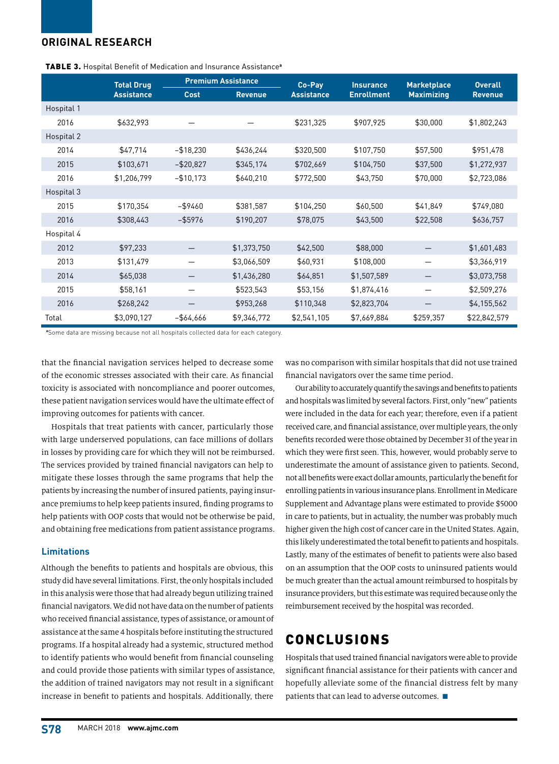**TABLE 3.** Hospital Benefit of Medication and Insurance Assistance[a]

| | Total Drug Assistance | Premium Assistance | | Co-Pay Assistance | Insurance Enrollment | Marketplace Maximizing | Overall Revenue |
|---|---|---|---|---|---|---|---|
| | | Cost | Revenue | | | | |
| Hospital 1 | | | | | | | |
| 2016 | $632,993 | — | — | $231,325 | $907,925 | $30,000 | $1,802,243 |
| Hospital 2 | | | | | | | |
| 2014 | $47,714 | –$18,230 | $436,244 | $320,500 | $107,750 | $57,500 | $951,478 |
| 2015 | $103,671 | –$20,827 | $345,174 | $702,669 | $104,750 | $37,500 | $1,272,937 |
| 2016 | $1,206,799 | –$10,173 | $640,210 | $772,500 | $43,750 | $70,000 | $2,723,086 |
| Hospital 3 | | | | | | | |
| 2015 | $170,354 | –$9460 | $381,587 | $104,250 | $60,500 | $41,849 | $749,080 |
| 2016 | $308,443 | –$5976 | $190,207 | $78,075 | $43,500 | $22,508 | $636,757 |
| Hospital 4 | | | | | | | |
| 2012 | $97,233 | — | $1,373,750 | $42,500 | $88,000 | — | $1,601,483 |
| 2013 | $131,479 | — | $3,066,509 | $60,931 | $108,000 | — | $3,366,919 |
| 2014 | $65,038 | — | $1,436,280 | $64,851 | $1,507,589 | — | $3,073,758 |
| 2015 | $58,161 | — | $523,543 | $53,156 | $1,874,416 | — | $2,509,276 |
| 2016 | $268,242 | — | $953,268 | $110,348 | $2,823,704 | — | $4,155,562 |
| Total | $3,090,127 | –$64,666 | $9,346,772 | $2,541,105 | $7,669,884 | $259,357 | $22,842,579 |

[a]Some data are missing because not all hospitals collected data for each category.

that the financial navigation services helped to decrease some of the economic stresses associated with their care. As financial toxicity is associated with noncompliance and poorer outcomes, these patient navigation services would have the ultimate effect of improving outcomes for patients with cancer.

Hospitals that treat patients with cancer, particularly those with large underserved populations, can face millions of dollars in losses by providing care for which they will not be reimbursed. The services provided by trained financial navigators can help to mitigate these losses through the same programs that help the patients by increasing the number of insured patients, paying insurance premiums to help keep patients insured, finding programs to help patients with OOP costs that would not be otherwise be paid, and obtaining free medications from patient assistance programs.

### Limitations

Although the benefits to patients and hospitals are obvious, this study did have several limitations. First, the only hospitals included in this analysis were those that had already begun utilizing trained financial navigators. We did not have data on the number of patients who received financial assistance, types of assistance, or amount of assistance at the same 4 hospitals before instituting the structured programs. If a hospital already had a systemic, structured method to identify patients who would benefit from financial counseling and could provide those patients with similar types of assistance, the addition of trained navigators may not result in a significant increase in benefit to patients and hospitals. Additionally, there was no comparison with similar hospitals that did not use trained financial navigators over the same time period.

Our ability to accurately quantify the savings and benefits to patients and hospitals was limited by several factors. First, only "new" patients were included in the data for each year; therefore, even if a patient received care, and financial assistance, over multiple years, the only benefits recorded were those obtained by December 31 of the year in which they were first seen. This, however, would probably serve to underestimate the amount of assistance given to patients. Second, not all benefits were exact dollar amounts, particularly the benefit for enrolling patients in various insurance plans. Enrollment in Medicare Supplement and Advantage plans were estimated to provide $5000 in care to patients, but in actuality, the number was probably much higher given the high cost of cancer care in the United States. Again, this likely underestimated the total benefit to patients and hospitals. Lastly, many of the estimates of benefit to patients were also based on an assumption that the OOP costs to uninsured patients would be much greater than the actual amount reimbursed to hospitals by insurance providers, but this estimate was required because only the reimbursement received by the hospital was recorded.

## CONCLUSIONS

Hospitals that used trained financial navigators were able to provide significant financial assistance for their patients with cancer and hopefully alleviate some of the financial distress felt by many patients that can lead to adverse outcomes. ■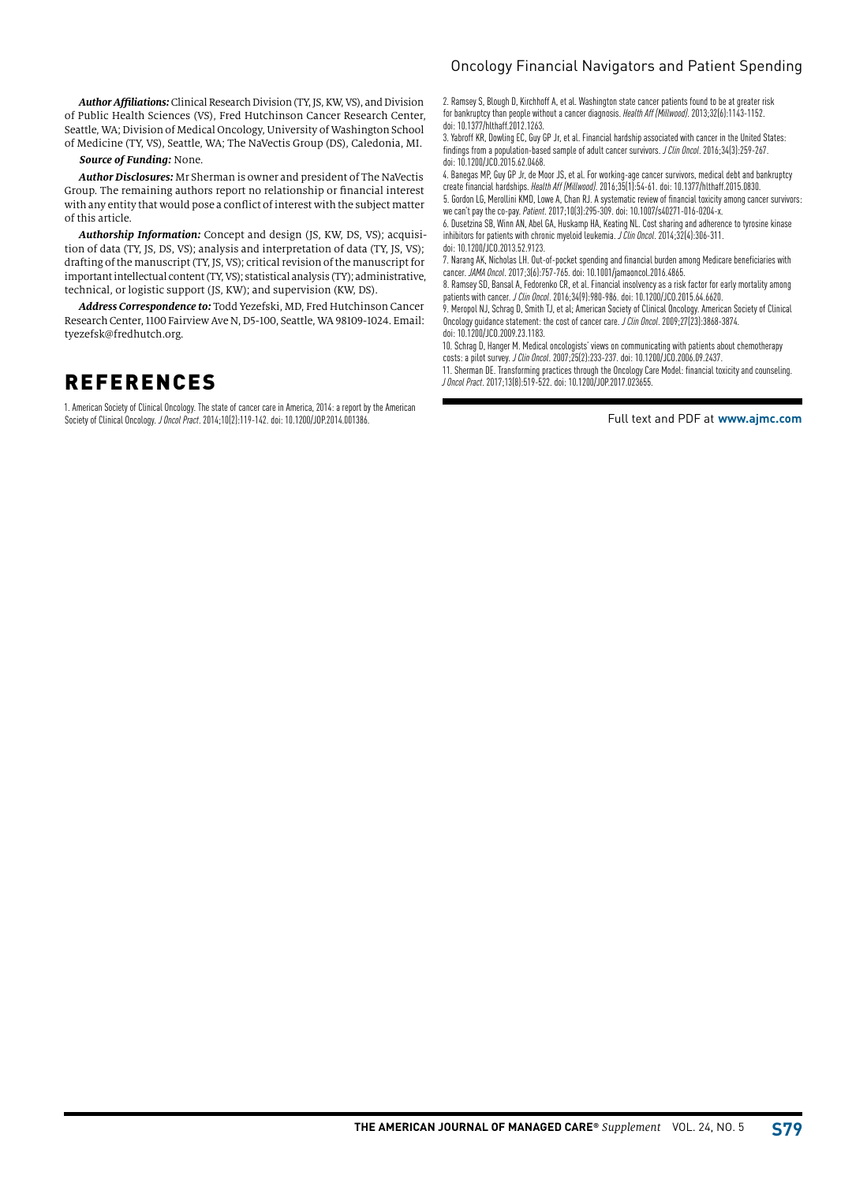***Author Affiliations:*** Clinical Research Division (TY, JS, KW, VS), and Division of Public Health Sciences (VS), Fred Hutchinson Cancer Research Center, Seattle, WA; Division of Medical Oncology, University of Washington School of Medicine (TY, VS), Seattle, WA; The NaVectis Group (DS), Caledonia, MI.

***Source of Funding:*** None.

***Author Disclosures:*** Mr Sherman is owner and president of The NaVectis Group. The remaining authors report no relationship or financial interest with any entity that would pose a conflict of interest with the subject matter of this article.

***Authorship Information:*** Concept and design (JS, KW, DS, VS); acquisition of data (TY, JS, DS, VS); analysis and interpretation of data (TY, JS, VS); drafting of the manuscript (TY, JS, VS); critical revision of the manuscript for important intellectual content (TY, VS); statistical analysis (TY); administrative, technical, or logistic support (JS, KW); and supervision (KW, DS).

***Address Correspondence to:*** Todd Yezefski, MD, Fred Hutchinson Cancer Research Center, 1100 Fairview Ave N, D5-100, Seattle, WA 98109-1024. Email: tyezefsk@fredhutch.org.

## REFERENCES

1. American Society of Clinical Oncology. The state of cancer care in America, 2014: a report by the American Society of Clinical Oncology. *J Oncol Pract*. 2014;10(2):119-142. doi: 10.1200/JOP.2014.001386.
2. Ramsey S, Blough D, Kirchhoff A, et al. Washington state cancer patients found to be at greater risk for bankruptcy than people without a cancer diagnosis. *Health Aff (Millwood)*. 2013;32(6):1143-1152. doi: 10.1377/hlthaff.2012.1263.
3. Yabroff KR, Dowling EC, Guy GP Jr, et al. Financial hardship associated with cancer in the United States: findings from a population-based sample of adult cancer survivors. *J Clin Oncol*. 2016;34(3):259-267. doi: 10.1200/JCO.2015.62.0468.
4. Banegas MP, Guy GP Jr, de Moor JS, et al. For working-age cancer survivors, medical debt and bankruptcy create financial hardships. *Health Aff (Millwood)*. 2016;35(1):54-61. doi: 10.1377/hlthaff.2015.0830.
5. Gordon LG, Merollini KMD, Lowe A, Chan RJ. A systematic review of financial toxicity among cancer survivors: we can't pay the co-pay. *Patient*. 2017;10(3):295-309. doi: 10.1007/s40271-016-0204-x.
6. Dusetzina SB, Winn AN, Abel GA, Huskamp HA, Keating NL. Cost sharing and adherence to tyrosine kinase inhibitors for patients with chronic myeloid leukemia. *J Clin Oncol*. 2014;32(4):306-311. doi: 10.1200/JCO.2013.52.9123.
7. Narang AK, Nicholas LH. Out-of-pocket spending and financial burden among Medicare beneficiaries with cancer. *JAMA Oncol*. 2017;3(6):757-765. doi: 10.1001/jamaoncol.2016.4865.
8. Ramsey SD, Bansal A, Fedorenko CR, et al. Financial insolvency as a risk factor for early mortality among patients with cancer. *J Clin Oncol*. 2016;34(9):980-986. doi: 10.1200/JCO.2015.64.6620.
9. Meropol NJ, Schrag D, Smith TJ, et al; American Society of Clinical Oncology. American Society of Clinical Oncology guidance statement: the cost of cancer care. *J Clin Oncol*. 2009;27(23):3868-3874. doi: 10.1200/JCO.2009.23.1183.
10. Schrag D, Hanger M. Medical oncologists' views on communicating with patients about chemotherapy costs: a pilot survey. *J Clin Oncol*. 2007;25(2):233-237. doi: 10.1200/JCO.2006.09.2437.
11. Sherman DE. Transforming practices through the Oncology Care Model: financial toxicity and counseling. *J Oncol Pract*. 2017;13(8):519-522. doi: 10.1200/JOP.2017.023655.

Full text and PDF at **www.ajmc.com**